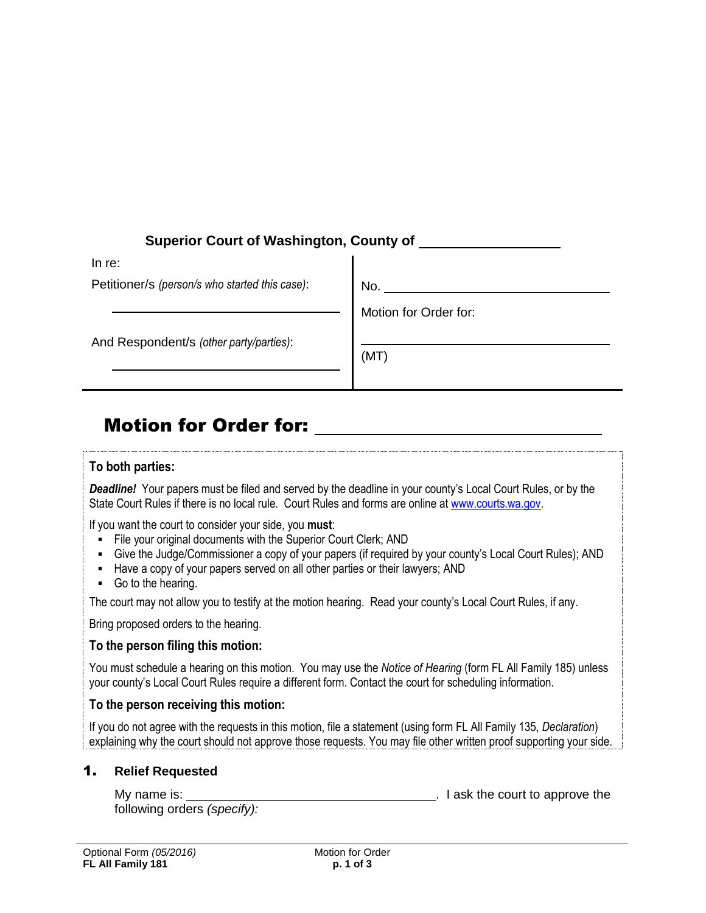**Superior Court of Washington, County of** __________________

| In re: | |
|---|---|
| Petitioner/s *(person/s who started this case)*: | No. ______________________________ |
| ______________________________ | Motion for Order for: |
| And Respondent/s *(other party/parties)*: | ______________________________ |
| ______________________________ | (MT) |

# Motion for Order for: ______________________________

**To both parties:**

***Deadline!*** Your papers must be filed and served by the deadline in your county's Local Court Rules, or by the State Court Rules if there is no local rule. Court Rules and forms are online at www.courts.wa.gov.

If you want the court to consider your side, you **must**:

- File your original documents with the Superior Court Clerk; AND
- Give the Judge/Commissioner a copy of your papers (if required by your county's Local Court Rules); AND
- Have a copy of your papers served on all other parties or their lawyers; AND
- Go to the hearing.

The court may not allow you to testify at the motion hearing. Read your county's Local Court Rules, if any.

Bring proposed orders to the hearing.

**To the person filing this motion:**

You must schedule a hearing on this motion. You may use the *Notice of Hearing* (form FL All Family 185) unless your county's Local Court Rules require a different form. Contact the court for scheduling information.

**To the person receiving this motion:**

If you do not agree with the requests in this motion, file a statement (using form FL All Family 135, *Declaration*) explaining why the court should not approve those requests. You may file other written proof supporting your side.

## 1. Relief Requested

My name is: ______________________________. I ask the court to approve the following orders *(specify):*

Optional Form *(05/2016)*
**FL All Family 181**

Motion for Order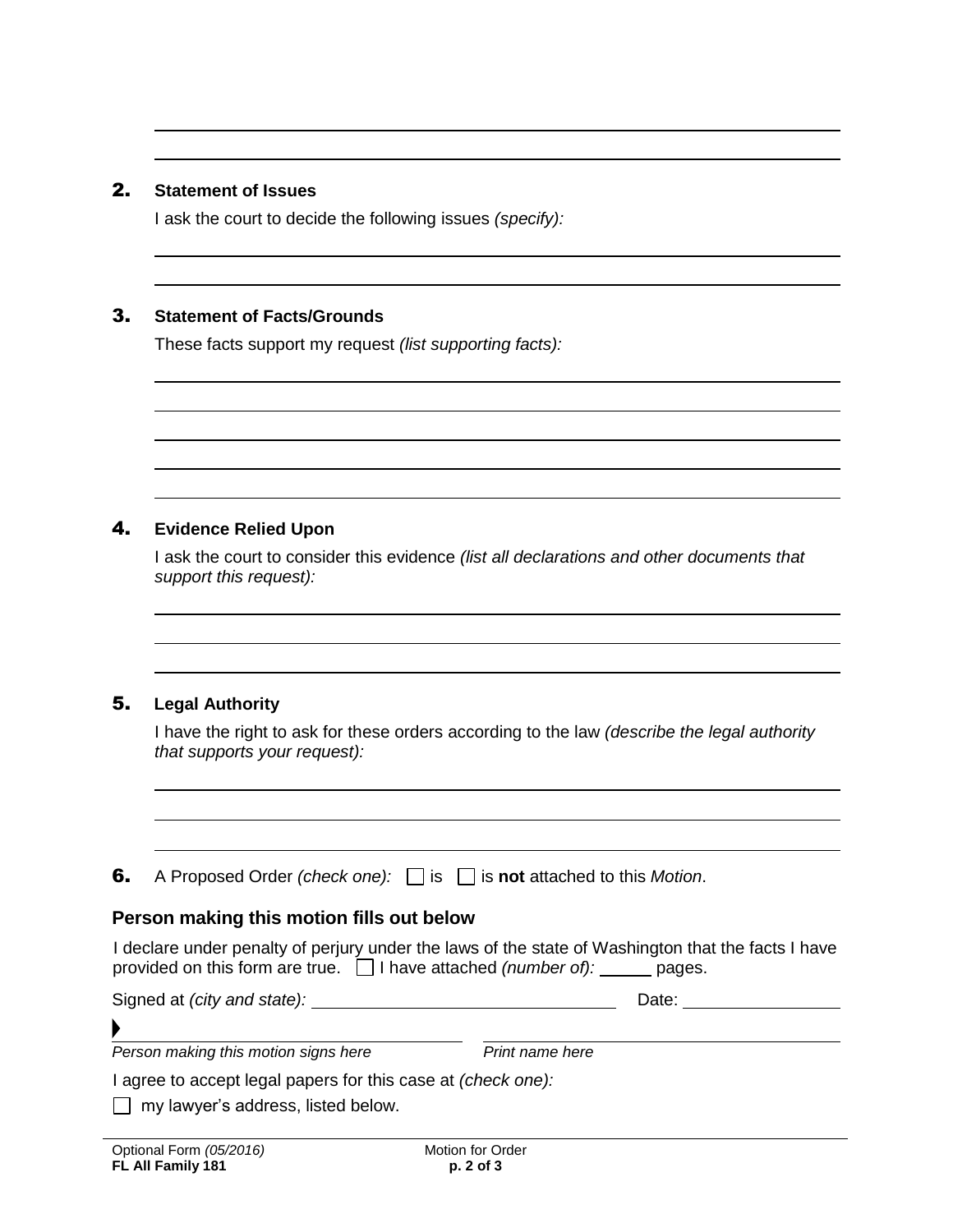2. **Statement of Issues**

I ask the court to decide the following issues *(specify):*

3. **Statement of Facts/Grounds**

These facts support my request *(list supporting facts):*

4. **Evidence Relied Upon**

I ask the court to consider this evidence *(list all declarations and other documents that support this request):*

5. **Legal Authority**

I have the right to ask for these orders according to the law *(describe the legal authority that supports your request):*

6. A Proposed Order *(check one):* ☐ is ☐ is **not** attached to this *Motion*.

### Person making this motion fills out below

I declare under penalty of perjury under the laws of the state of Washington that the facts I have provided on this form are true. ☐ I have attached *(number of):* ______ pages.

Signed at *(city and state):* ____________________ Date: ____________

▶ ____________________ ____________________

*Person making this motion signs here* *Print name here*

I agree to accept legal papers for this case at *(check one):*

☐ my lawyer's address, listed below.

Optional Form *(05/2016)*
**FL All Family 181**

Motion for Order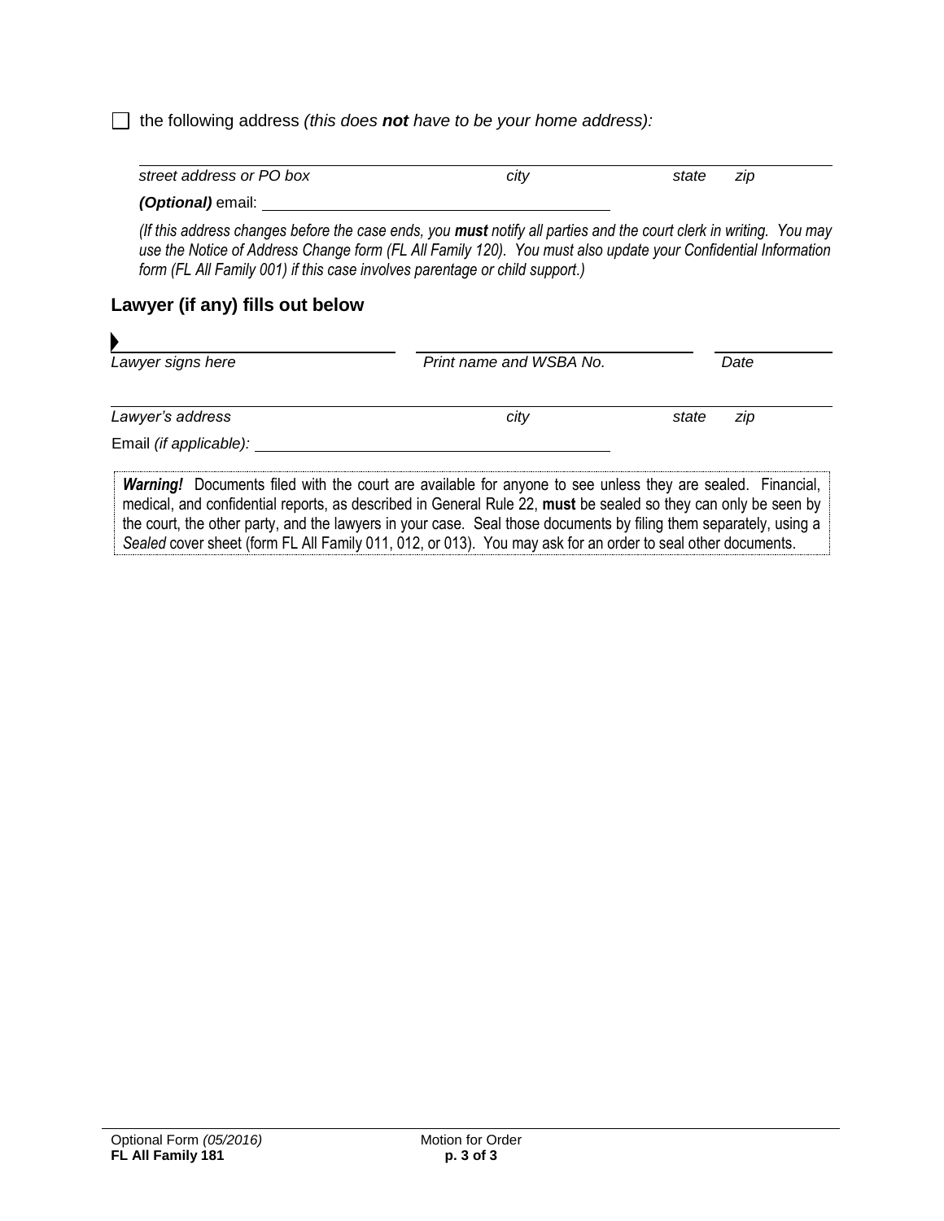☐ the following address *(this does **not** have to be your home address):*

_______________________________________________
*street address or PO box* *city* *state* *zip*

***(Optional)*** email: ______________________________

*(If this address changes before the case ends, you **must** notify all parties and the court clerk in writing. You may use the Notice of Address Change form (FL All Family 120). You must also update your Confidential Information form (FL All Family 001) if this case involves parentage or child support.)*

## Lawyer (if any) fills out below

| | | |
|---|---|---|
| ▶ | | |
| *Lawyer signs here* | *Print name and WSBA No.* | *Date* |

_______________________________________________
*Lawyer's address* *city* *state* *zip*

Email *(if applicable):* ______________________________

***Warning!*** Documents filed with the court are available for anyone to see unless they are sealed. Financial, medical, and confidential reports, as described in General Rule 22, **must** be sealed so they can only be seen by the court, the other party, and the lawyers in your case. Seal those documents by filing them separately, using a *Sealed* cover sheet (form FL All Family 011, 012, or 013). You may ask for an order to seal other documents.